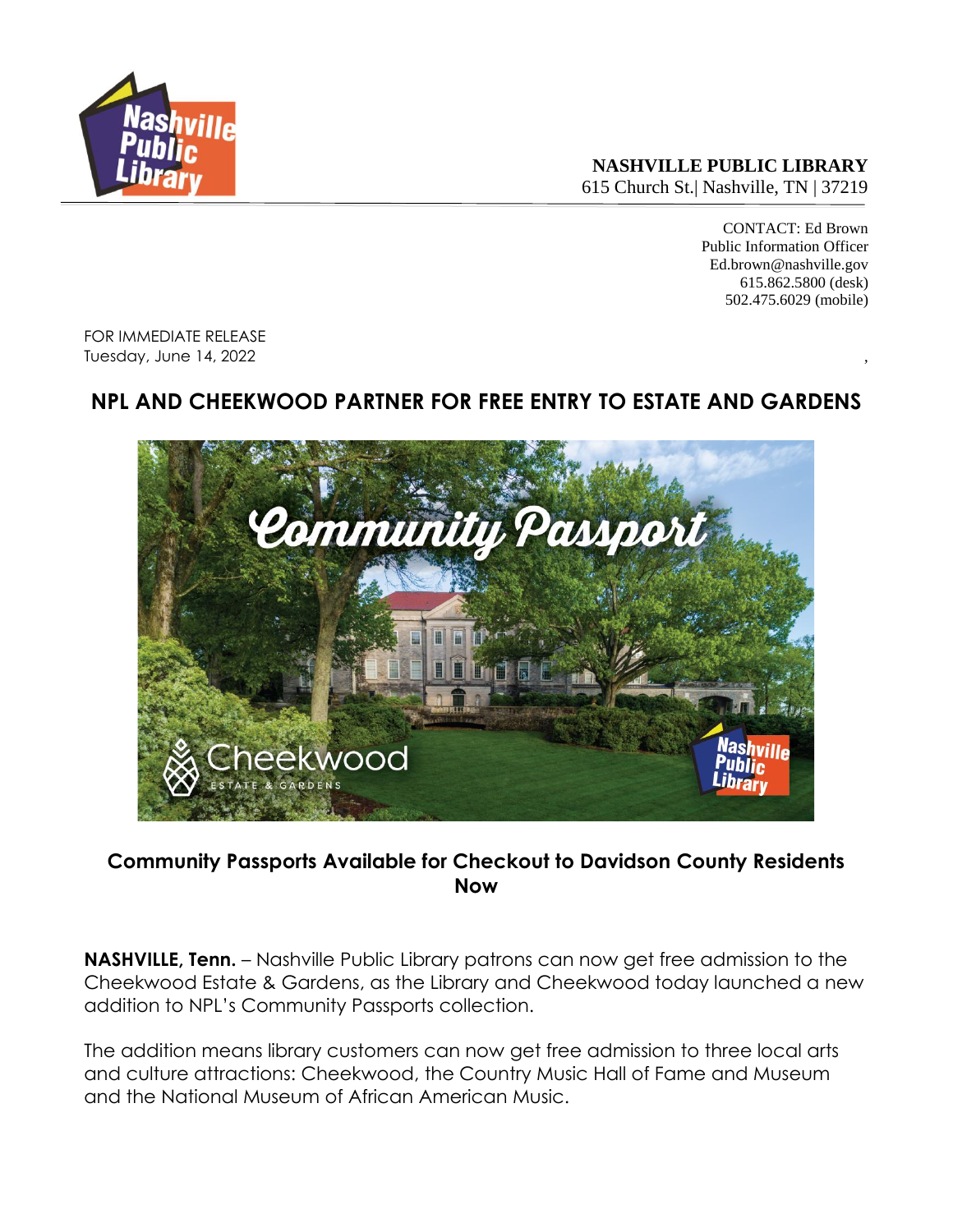**NASHVILLE PUBLIC LIBRARY**
615 Church St.| Nashville, TN | 37219

CONTACT: Ed Brown
Public Information Officer
Ed.brown@nashville.gov
615.862.5800 (desk)
502.475.6029 (mobile)

FOR IMMEDIATE RELEASE
Tuesday, June 14, 2022

# NPL AND CHEEKWOOD PARTNER FOR FREE ENTRY TO ESTATE AND GARDENS

## Community Passports Available for Checkout to Davidson County Residents Now

**NASHVILLE, Tenn.** – Nashville Public Library patrons can now get free admission to the Cheekwood Estate & Gardens, as the Library and Cheekwood today launched a new addition to NPL's Community Passports collection.

The addition means library customers can now get free admission to three local arts and culture attractions: Cheekwood, the Country Music Hall of Fame and Museum and the National Museum of African American Music.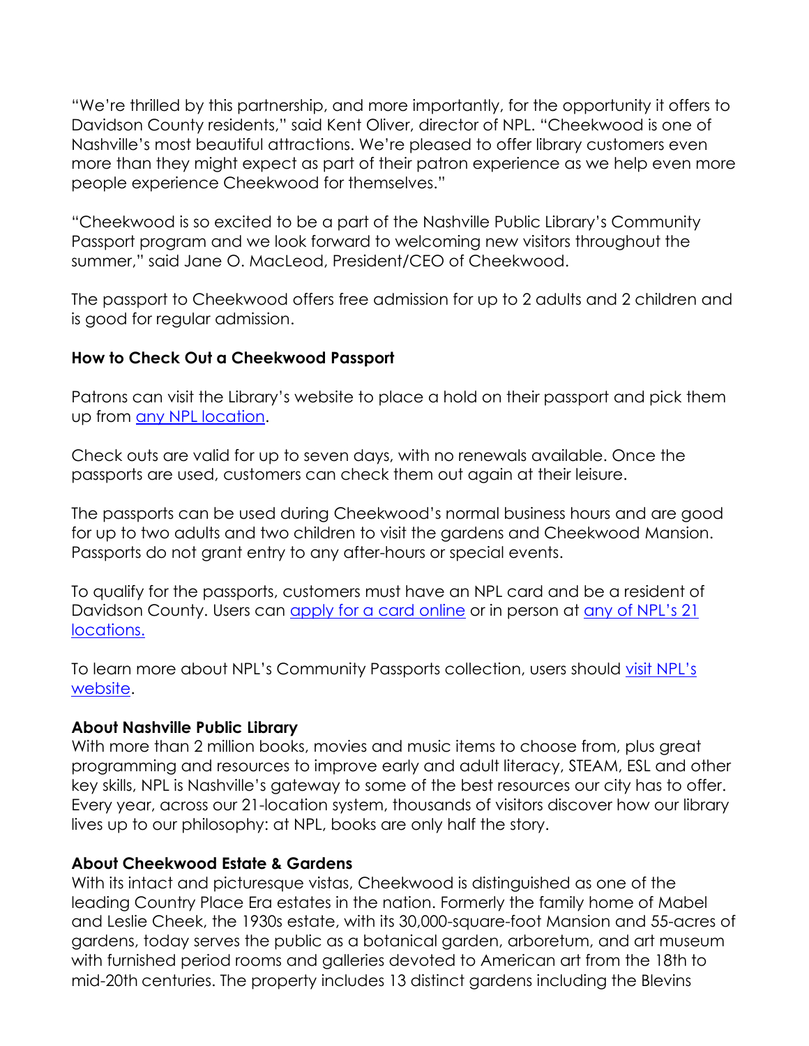"We're thrilled by this partnership, and more importantly, for the opportunity it offers to Davidson County residents," said Kent Oliver, director of NPL. "Cheekwood is one of Nashville's most beautiful attractions. We're pleased to offer library customers even more than they might expect as part of their patron experience as we help even more people experience Cheekwood for themselves."

"Cheekwood is so excited to be a part of the Nashville Public Library's Community Passport program and we look forward to welcoming new visitors throughout the summer," said Jane O. MacLeod, President/CEO of Cheekwood.

The passport to Cheekwood offers free admission for up to 2 adults and 2 children and is good for regular admission.

**How to Check Out a Cheekwood Passport**

Patrons can visit the Library's website to place a hold on their passport and pick them up from any NPL location.

Check outs are valid for up to seven days, with no renewals available. Once the passports are used, customers can check them out again at their leisure.

The passports can be used during Cheekwood's normal business hours and are good for up to two adults and two children to visit the gardens and Cheekwood Mansion. Passports do not grant entry to any after-hours or special events.

To qualify for the passports, customers must have an NPL card and be a resident of Davidson County. Users can apply for a card online or in person at any of NPL's 21 locations.

To learn more about NPL's Community Passports collection, users should visit NPL's website.

**About Nashville Public Library**

With more than 2 million books, movies and music items to choose from, plus great programming and resources to improve early and adult literacy, STEAM, ESL and other key skills, NPL is Nashville's gateway to some of the best resources our city has to offer. Every year, across our 21-location system, thousands of visitors discover how our library lives up to our philosophy: at NPL, books are only half the story.

**About Cheekwood Estate & Gardens**

With its intact and picturesque vistas, Cheekwood is distinguished as one of the leading Country Place Era estates in the nation. Formerly the family home of Mabel and Leslie Cheek, the 1930s estate, with its 30,000-square-foot Mansion and 55-acres of gardens, today serves the public as a botanical garden, arboretum, and art museum with furnished period rooms and galleries devoted to American art from the 18th to mid-20th centuries. The property includes 13 distinct gardens including the Blevins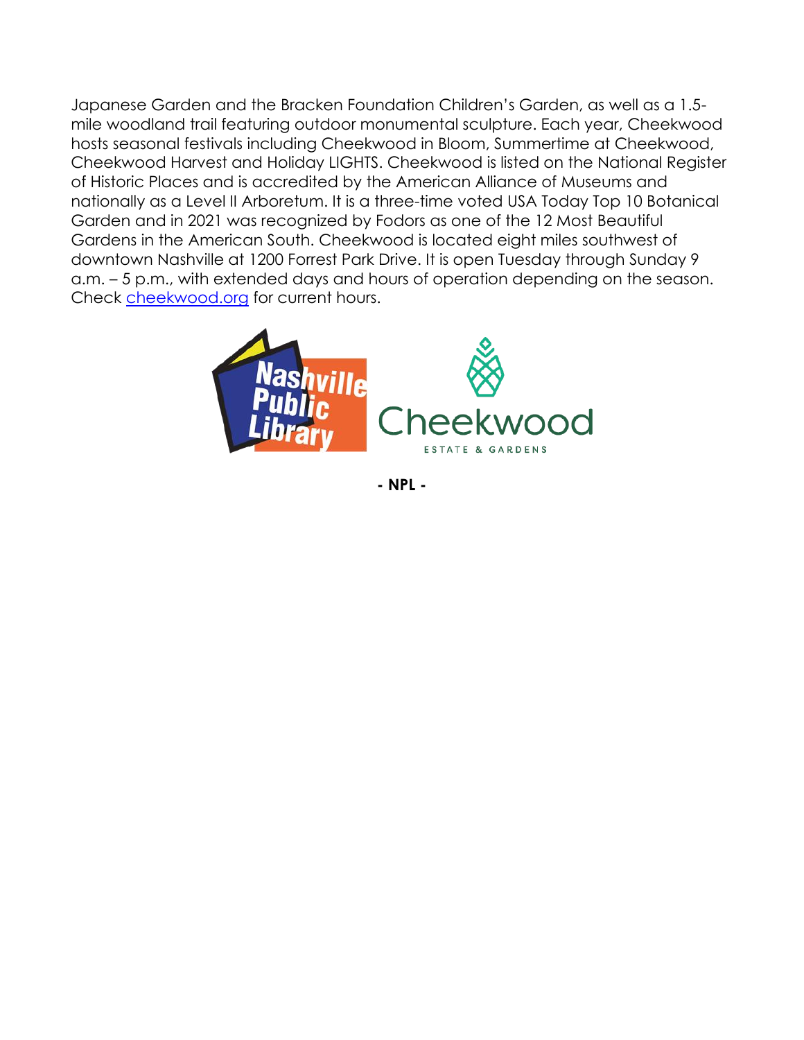Japanese Garden and the Bracken Foundation Children's Garden, as well as a 1.5-mile woodland trail featuring outdoor monumental sculpture. Each year, Cheekwood hosts seasonal festivals including Cheekwood in Bloom, Summertime at Cheekwood, Cheekwood Harvest and Holiday LIGHTS. Cheekwood is listed on the National Register of Historic Places and is accredited by the American Alliance of Museums and nationally as a Level II Arboretum. It is a three-time voted USA Today Top 10 Botanical Garden and in 2021 was recognized by Fodors as one of the 12 Most Beautiful Gardens in the American South. Cheekwood is located eight miles southwest of downtown Nashville at 1200 Forrest Park Drive. It is open Tuesday through Sunday 9 a.m. – 5 p.m., with extended days and hours of operation depending on the season. Check [cheekwood.org](http://cheekwood.org) for current hours.

Nashville Public Library

Cheekwood
ESTATE & GARDENS

**- NPL -**